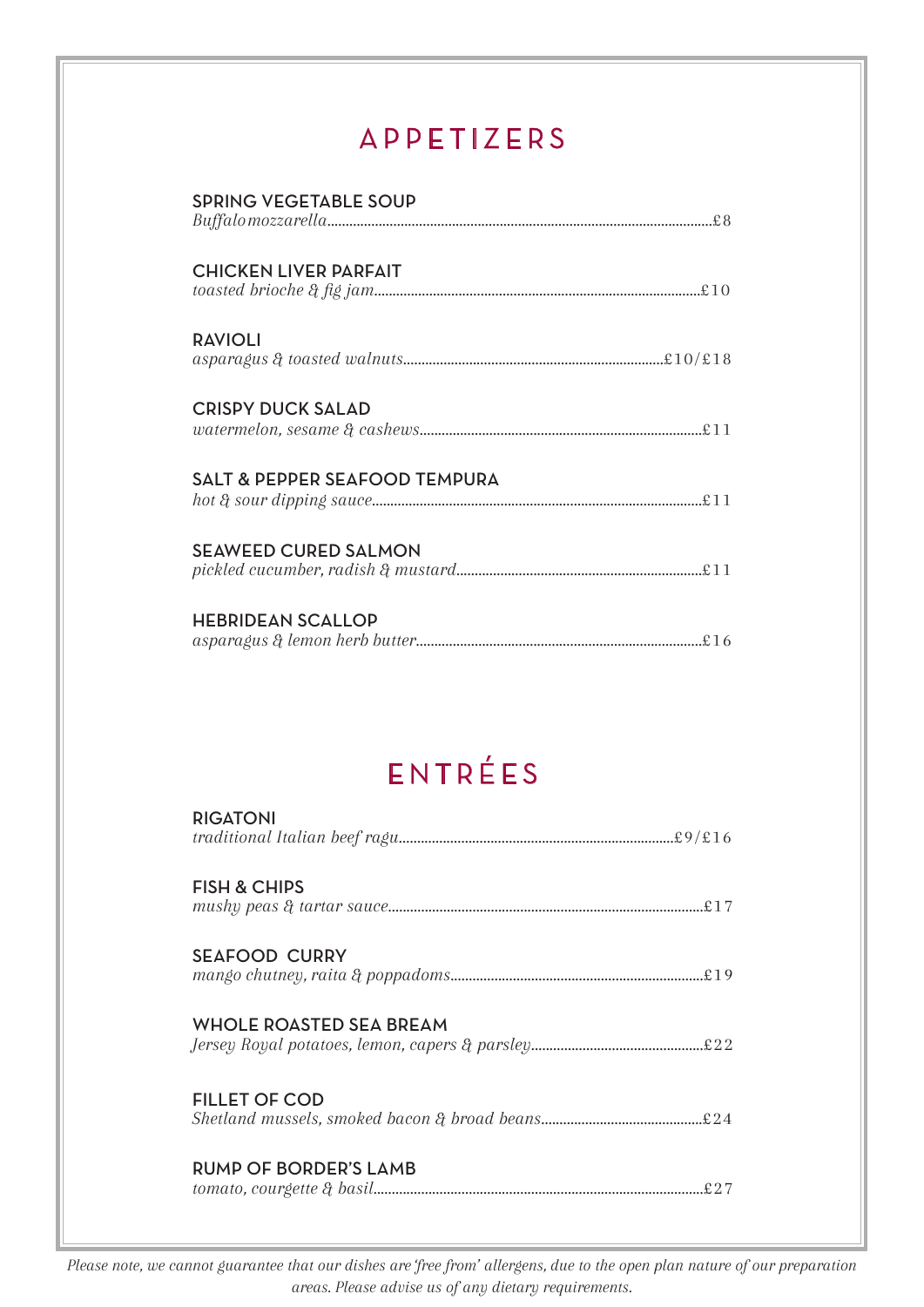# APPETIZERS

**SPRING VEGETABLE SOUP**
*Buffalo mozzarella*....£8

**CHICKEN LIVER PARFAIT**
*toasted brioche & fig jam*....£10

**RAVIOLI**
*asparagus & toasted walnuts*....£10/£18

**CRISPY DUCK SALAD**
*watermelon, sesame & cashews*....£11

**SALT & PEPPER SEAFOOD TEMPURA**
*hot & sour dipping sauce*....£11

**SEAWEED CURED SALMON**
*pickled cucumber, radish & mustard*....£11

**HEBRIDEAN SCALLOP**
*asparagus & lemon herb butter*....£16

# ENTRÉES

**RIGATONI**
*traditional Italian beef ragu*....£9/£16

**FISH & CHIPS**
*mushy peas & tartar sauce*....£17

**SEAFOOD CURRY**
*mango chutney, raita & poppadoms*....£19

**WHOLE ROASTED SEA BREAM**
*Jersey Royal potatoes, lemon, capers & parsley*....£22

**FILLET OF COD**
*Shetland mussels, smoked bacon & broad beans*....£24

**RUMP OF BORDER'S LAMB**
*tomato, courgette & basil*....£27

*Please note, we cannot guarantee that our dishes are 'free from' allergens, due to the open plan nature of our preparation areas. Please advise us of any dietary requirements.*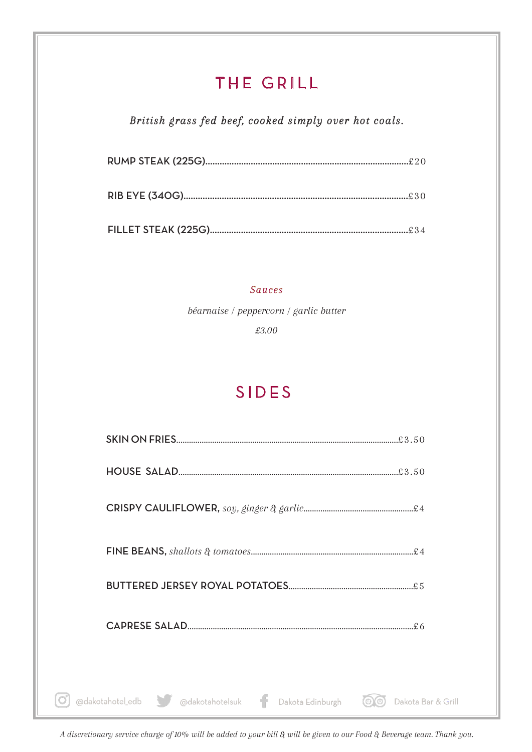# THE GRILL

*British grass fed beef, cooked simply over hot coals.*

RUMP STEAK (225G)........£20

RIB EYE (340G)........£30

FILLET STEAK (225G)........£34

*Sauces*

*béarnaise / peppercorn / garlic butter*

*£3.00*

# SIDES

SKIN ON FRIES........£3.50

HOUSE SALAD........£3.50

CRISPY CAULIFLOWER, *soy, ginger & garlic*........£4

FINE BEANS, *shallots & tomatoes*........£4

BUTTERED JERSEY ROYAL POTATOES........£5

CAPRESE SALAD........£6

@dakotahotel_edb @dakotahotelsuk Dakota Edinburgh Dakota Bar & Grill

*A discretionary service charge of 10% will be added to your bill & will be given to our Food & Beverage team. Thank you.*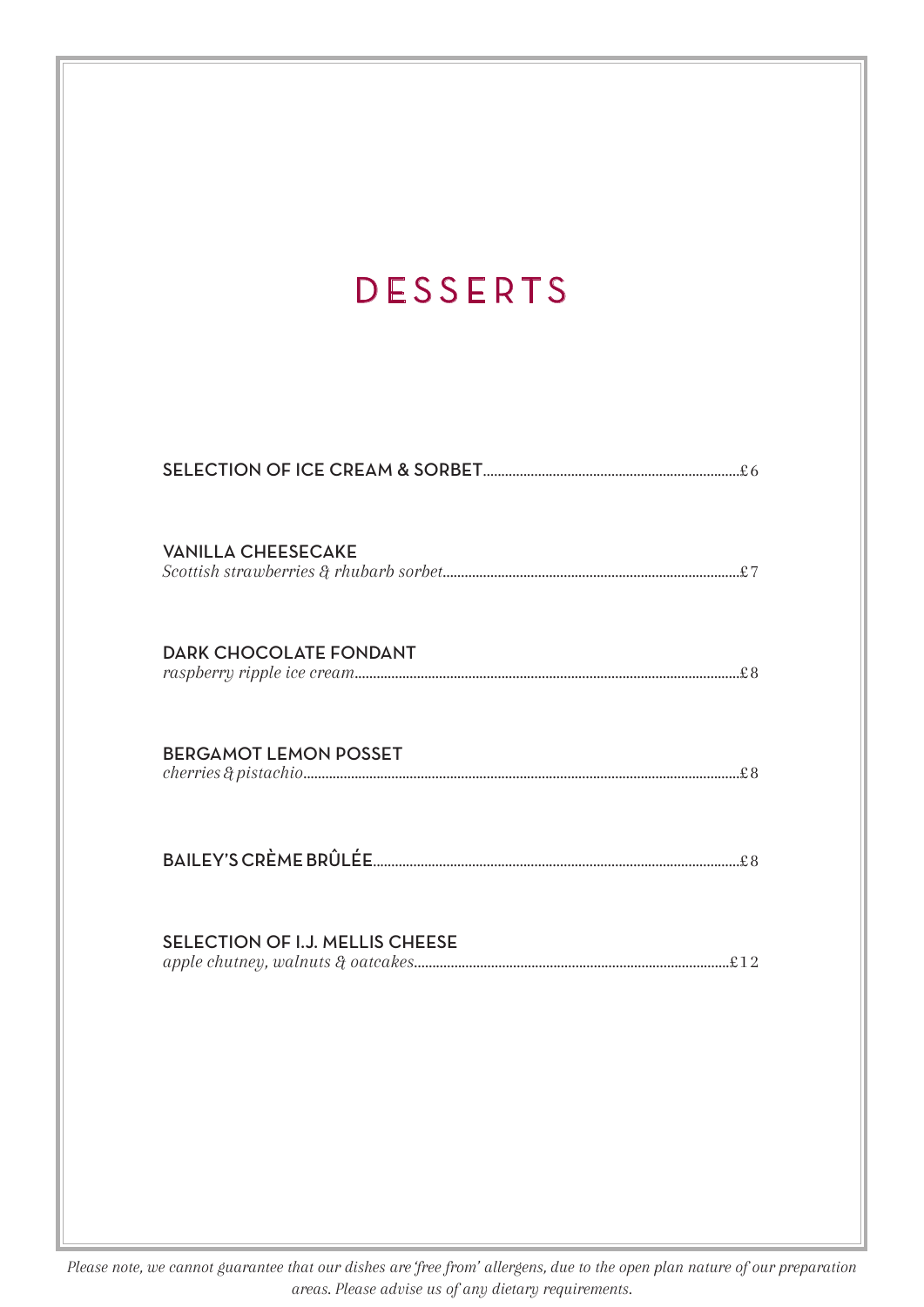# DESSERTS

**SELECTION OF ICE CREAM & SORBET**..........£6

**VANILLA CHEESECAKE**
*Scottish strawberries & rhubarb sorbet*..........£7

**DARK CHOCOLATE FONDANT**
*raspberry ripple ice cream*..........£8

**BERGAMOT LEMON POSSET**
*cherries & pistachio*..........£8

**BAILEY'S CRÈME BRÛLÉE**..........£8

**SELECTION OF I.J. MELLIS CHEESE**
*apple chutney, walnuts & oatcakes*..........£12

*Please note, we cannot guarantee that our dishes are 'free from' allergens, due to the open plan nature of our preparation areas. Please advise us of any dietary requirements.*